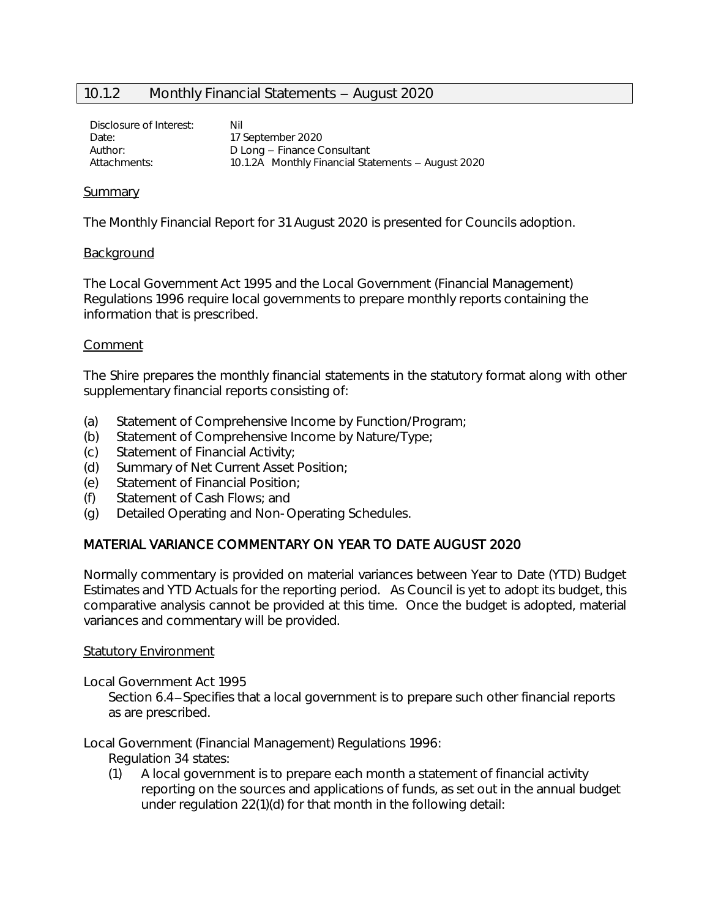## 10.1.2 Monthly Financial Statements – August 2020

Disclosure of Interest: Nil
Date: 17 September 2020
Author: D Long – Finance Consultant
Attachments: 10.1.2A Monthly Financial Statements – August 2020

### Summary

The Monthly Financial Report for 31 August 2020 is presented for Councils adoption.

### Background

The Local Government Act 1995 and the Local Government (Financial Management) Regulations 1996 require local governments to prepare monthly reports containing the information that is prescribed.

### Comment

The Shire prepares the monthly financial statements in the statutory format along with other supplementary financial reports consisting of:

(a) Statement of Comprehensive Income by Function/Program;
(b) Statement of Comprehensive Income by Nature/Type;
(c) Statement of Financial Activity;
(d) Summary of Net Current Asset Position;
(e) Statement of Financial Position;
(f) Statement of Cash Flows; and
(g) Detailed Operating and Non-Operating Schedules.

### MATERIAL VARIANCE COMMENTARY ON YEAR TO DATE AUGUST 2020

Normally commentary is provided on material variances between Year to Date (YTD) Budget Estimates and YTD Actuals for the reporting period. As Council is yet to adopt its budget, this comparative analysis cannot be provided at this time. Once the budget is adopted, material variances and commentary will be provided.

### Statutory Environment

Local Government Act 1995
Section 6.4 – Specifies that a local government is to prepare such other financial reports as are prescribed.

Local Government (Financial Management) Regulations 1996:
Regulation 34 states:
(1) A local government is to prepare each month a statement of financial activity reporting on the sources and applications of funds, as set out in the annual budget under regulation 22(1)(d) for that month in the following detail: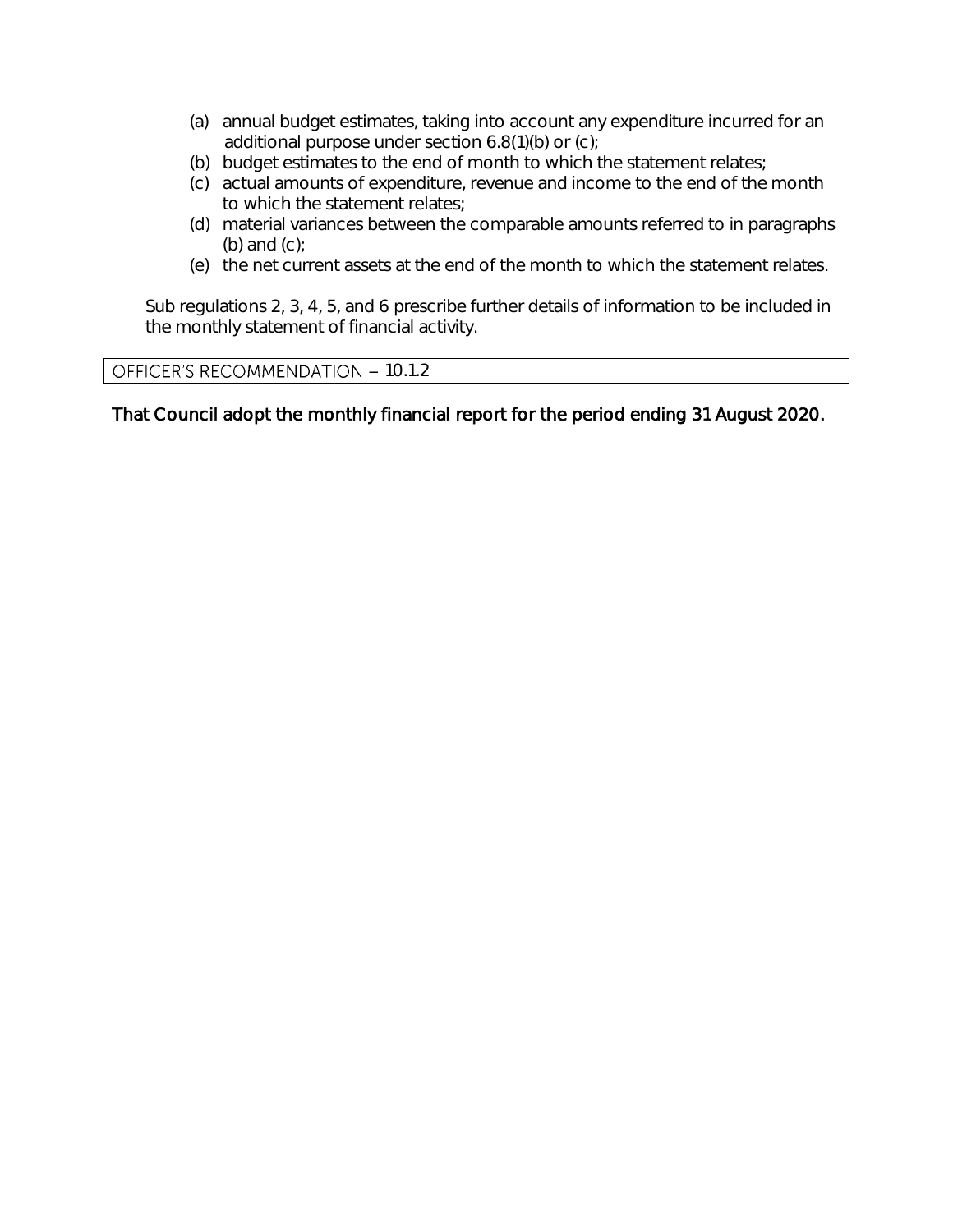(a) annual budget estimates, taking into account any expenditure incurred for an additional purpose under section 6.8(1)(b) or (c);
(b) budget estimates to the end of month to which the statement relates;
(c) actual amounts of expenditure, revenue and income to the end of the month to which the statement relates;
(d) material variances between the comparable amounts referred to in paragraphs (b) and (c);
(e) the net current assets at the end of the month to which the statement relates.

Sub regulations 2, 3, 4, 5, and 6 prescribe further details of information to be included in the monthly statement of financial activity.

## OFFICER'S RECOMMENDATION – 10.1.2

**That Council adopt the monthly financial report for the period ending 31 August 2020.**